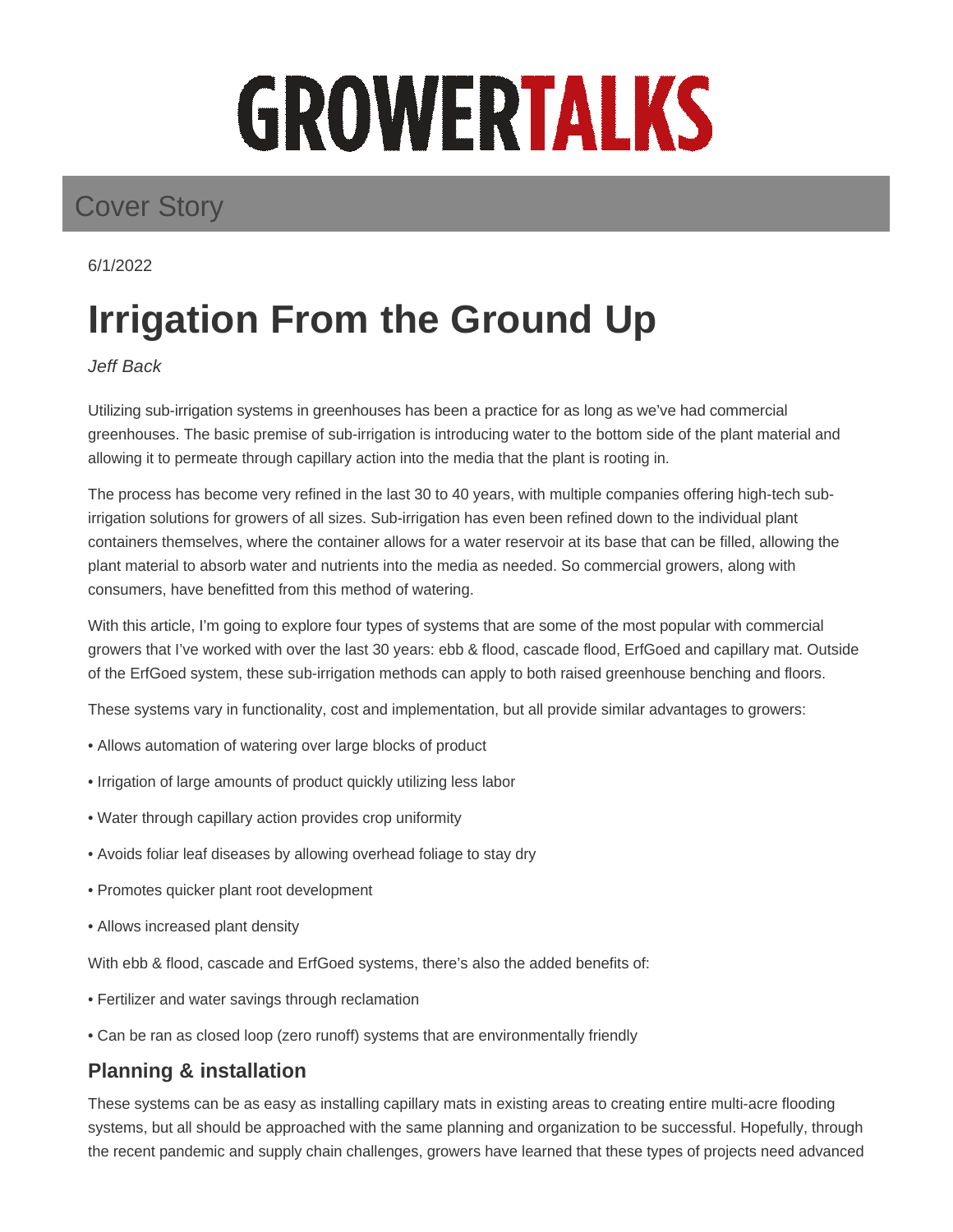# GROWERTALKS

Cover Story

6/1/2022

# Irrigation From the Ground Up

*Jeff Back*

Utilizing sub-irrigation systems in greenhouses has been a practice for as long as we've had commercial greenhouses. The basic premise of sub-irrigation is introducing water to the bottom side of the plant material and allowing it to permeate through capillary action into the media that the plant is rooting in.

The process has become very refined in the last 30 to 40 years, with multiple companies offering high-tech sub-irrigation solutions for growers of all sizes. Sub-irrigation has even been refined down to the individual plant containers themselves, where the container allows for a water reservoir at its base that can be filled, allowing the plant material to absorb water and nutrients into the media as needed. So commercial growers, along with consumers, have benefitted from this method of watering.

With this article, I'm going to explore four types of systems that are some of the most popular with commercial growers that I've worked with over the last 30 years: ebb & flood, cascade flood, ErfGoed and capillary mat. Outside of the ErfGoed system, these sub-irrigation methods can apply to both raised greenhouse benching and floors.

These systems vary in functionality, cost and implementation, but all provide similar advantages to growers:

• Allows automation of watering over large blocks of product

• Irrigation of large amounts of product quickly utilizing less labor

• Water through capillary action provides crop uniformity

• Avoids foliar leaf diseases by allowing overhead foliage to stay dry

• Promotes quicker plant root development

• Allows increased plant density

With ebb & flood, cascade and ErfGoed systems, there's also the added benefits of:

• Fertilizer and water savings through reclamation

• Can be ran as closed loop (zero runoff) systems that are environmentally friendly

## Planning & installation

These systems can be as easy as installing capillary mats in existing areas to creating entire multi-acre flooding systems, but all should be approached with the same planning and organization to be successful. Hopefully, through the recent pandemic and supply chain challenges, growers have learned that these types of projects need advanced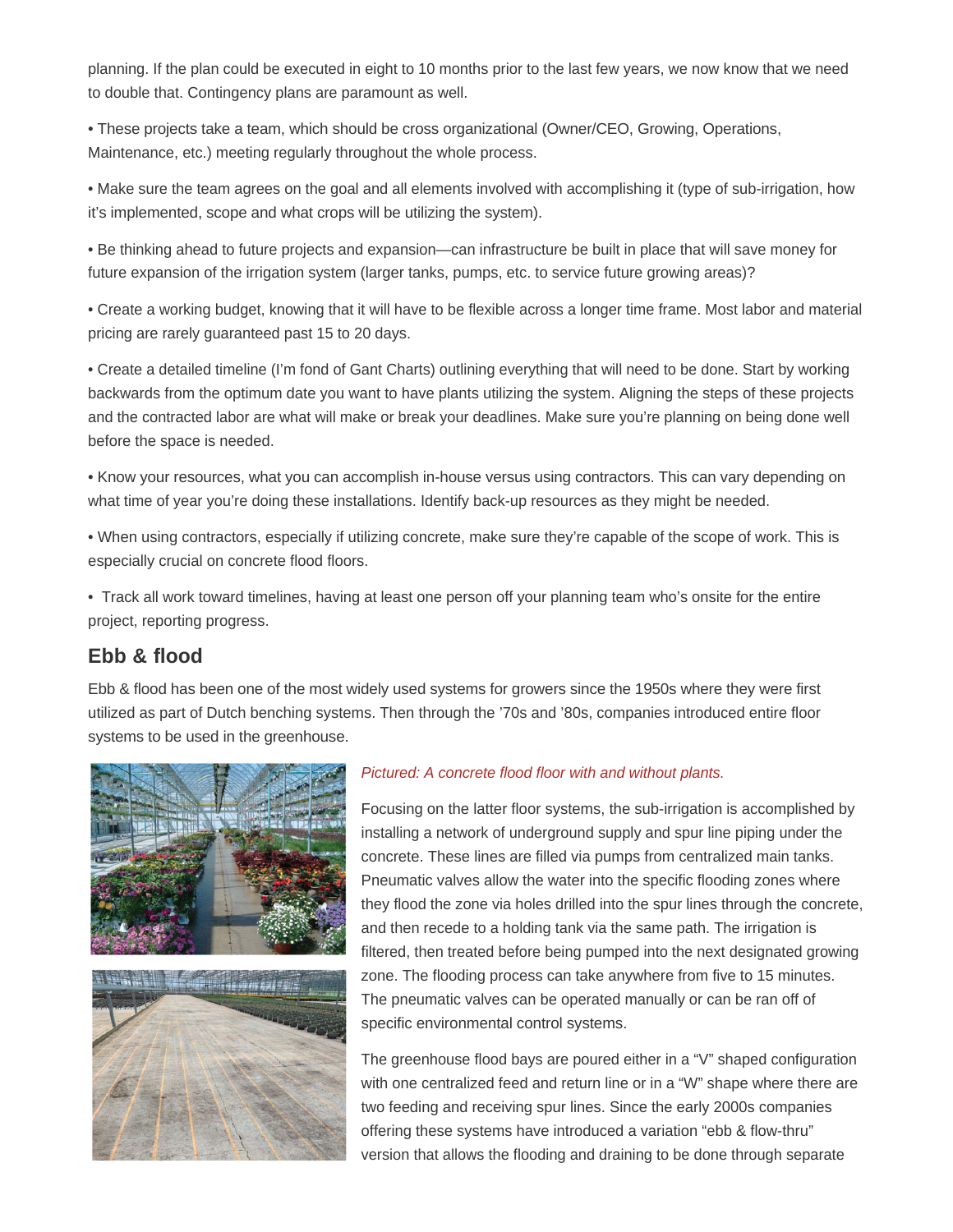planning. If the plan could be executed in eight to 10 months prior to the last few years, we now know that we need to double that. Contingency plans are paramount as well.

• These projects take a team, which should be cross organizational (Owner/CEO, Growing, Operations, Maintenance, etc.) meeting regularly throughout the whole process.

• Make sure the team agrees on the goal and all elements involved with accomplishing it (type of sub-irrigation, how it's implemented, scope and what crops will be utilizing the system).

• Be thinking ahead to future projects and expansion—can infrastructure be built in place that will save money for future expansion of the irrigation system (larger tanks, pumps, etc. to service future growing areas)?

• Create a working budget, knowing that it will have to be flexible across a longer time frame. Most labor and material pricing are rarely guaranteed past 15 to 20 days.

• Create a detailed timeline (I'm fond of Gant Charts) outlining everything that will need to be done. Start by working backwards from the optimum date you want to have plants utilizing the system. Aligning the steps of these projects and the contracted labor are what will make or break your deadlines. Make sure you're planning on being done well before the space is needed.

• Know your resources, what you can accomplish in-house versus using contractors. This can vary depending on what time of year you're doing these installations. Identify back-up resources as they might be needed.

• When using contractors, especially if utilizing concrete, make sure they're capable of the scope of work. This is especially crucial on concrete flood floors.

• Track all work toward timelines, having at least one person off your planning team who's onsite for the entire project, reporting progress.

## Ebb & flood

Ebb & flood has been one of the most widely used systems for growers since the 1950s where they were first utilized as part of Dutch benching systems. Then through the '70s and '80s, companies introduced entire floor systems to be used in the greenhouse.

*Pictured: A concrete flood floor with and without plants.*

Focusing on the latter floor systems, the sub-irrigation is accomplished by installing a network of underground supply and spur line piping under the concrete. These lines are filled via pumps from centralized main tanks. Pneumatic valves allow the water into the specific flooding zones where they flood the zone via holes drilled into the spur lines through the concrete, and then recede to a holding tank via the same path. The irrigation is filtered, then treated before being pumped into the next designated growing zone. The flooding process can take anywhere from five to 15 minutes. The pneumatic valves can be operated manually or can be ran off of specific environmental control systems.

The greenhouse flood bays are poured either in a "V" shaped configuration with one centralized feed and return line or in a "W" shape where there are two feeding and receiving spur lines. Since the early 2000s companies offering these systems have introduced a variation "ebb & flow-thru" version that allows the flooding and draining to be done through separate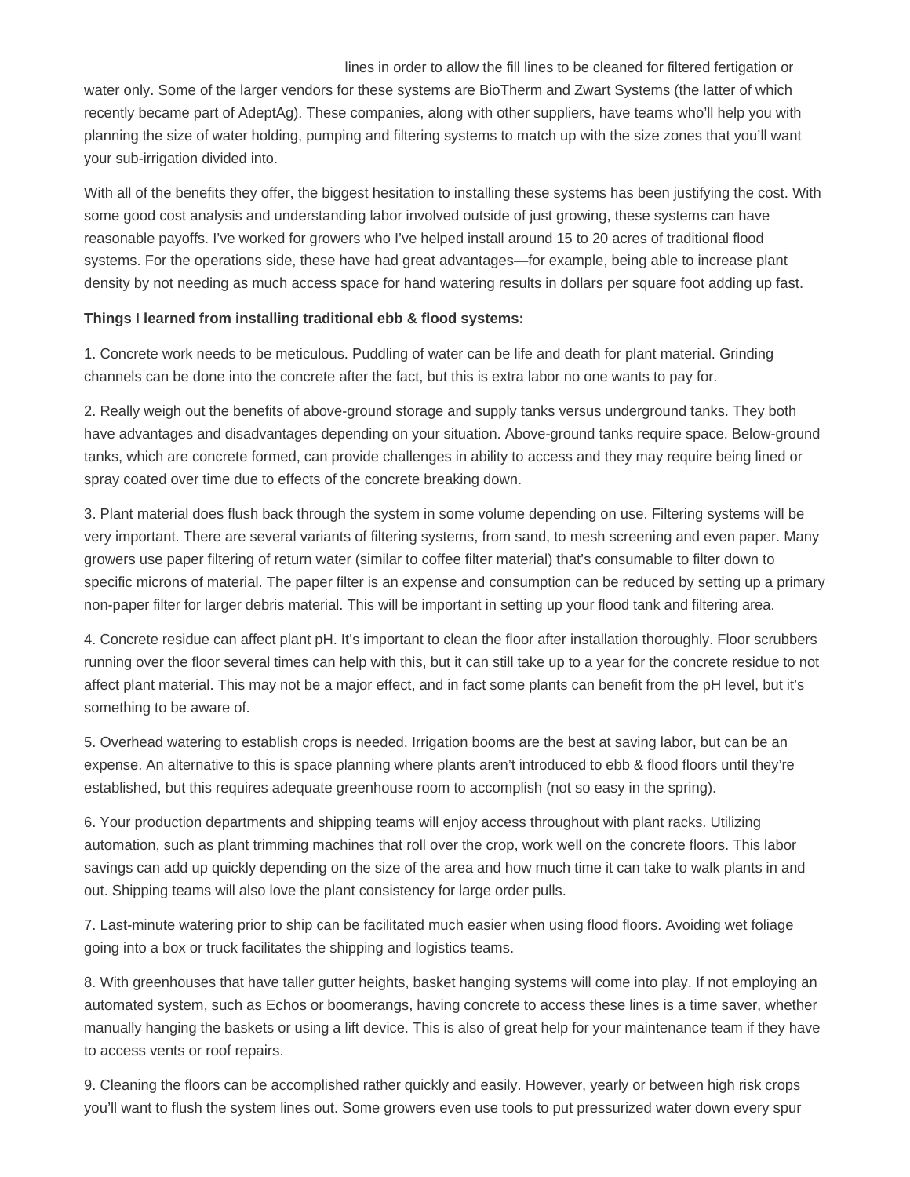lines in order to allow the fill lines to be cleaned for filtered fertigation or water only. Some of the larger vendors for these systems are BioTherm and Zwart Systems (the latter of which recently became part of AdeptAg). These companies, along with other suppliers, have teams who'll help you with planning the size of water holding, pumping and filtering systems to match up with the size zones that you'll want your sub-irrigation divided into.

With all of the benefits they offer, the biggest hesitation to installing these systems has been justifying the cost. With some good cost analysis and understanding labor involved outside of just growing, these systems can have reasonable payoffs. I've worked for growers who I've helped install around 15 to 20 acres of traditional flood systems. For the operations side, these have had great advantages—for example, being able to increase plant density by not needing as much access space for hand watering results in dollars per square foot adding up fast.

**Things I learned from installing traditional ebb & flood systems:**

1. Concrete work needs to be meticulous. Puddling of water can be life and death for plant material. Grinding channels can be done into the concrete after the fact, but this is extra labor no one wants to pay for.

2. Really weigh out the benefits of above-ground storage and supply tanks versus underground tanks. They both have advantages and disadvantages depending on your situation. Above-ground tanks require space. Below-ground tanks, which are concrete formed, can provide challenges in ability to access and they may require being lined or spray coated over time due to effects of the concrete breaking down.

3. Plant material does flush back through the system in some volume depending on use. Filtering systems will be very important. There are several variants of filtering systems, from sand, to mesh screening and even paper. Many growers use paper filtering of return water (similar to coffee filter material) that's consumable to filter down to specific microns of material. The paper filter is an expense and consumption can be reduced by setting up a primary non-paper filter for larger debris material. This will be important in setting up your flood tank and filtering area.

4. Concrete residue can affect plant pH. It's important to clean the floor after installation thoroughly. Floor scrubbers running over the floor several times can help with this, but it can still take up to a year for the concrete residue to not affect plant material. This may not be a major effect, and in fact some plants can benefit from the pH level, but it's something to be aware of.

5. Overhead watering to establish crops is needed. Irrigation booms are the best at saving labor, but can be an expense. An alternative to this is space planning where plants aren't introduced to ebb & flood floors until they're established, but this requires adequate greenhouse room to accomplish (not so easy in the spring).

6. Your production departments and shipping teams will enjoy access throughout with plant racks. Utilizing automation, such as plant trimming machines that roll over the crop, work well on the concrete floors. This labor savings can add up quickly depending on the size of the area and how much time it can take to walk plants in and out. Shipping teams will also love the plant consistency for large order pulls.

7. Last-minute watering prior to ship can be facilitated much easier when using flood floors. Avoiding wet foliage going into a box or truck facilitates the shipping and logistics teams.

8. With greenhouses that have taller gutter heights, basket hanging systems will come into play. If not employing an automated system, such as Echos or boomerangs, having concrete to access these lines is a time saver, whether manually hanging the baskets or using a lift device. This is also of great help for your maintenance team if they have to access vents or roof repairs.

9. Cleaning the floors can be accomplished rather quickly and easily. However, yearly or between high risk crops you'll want to flush the system lines out. Some growers even use tools to put pressurized water down every spur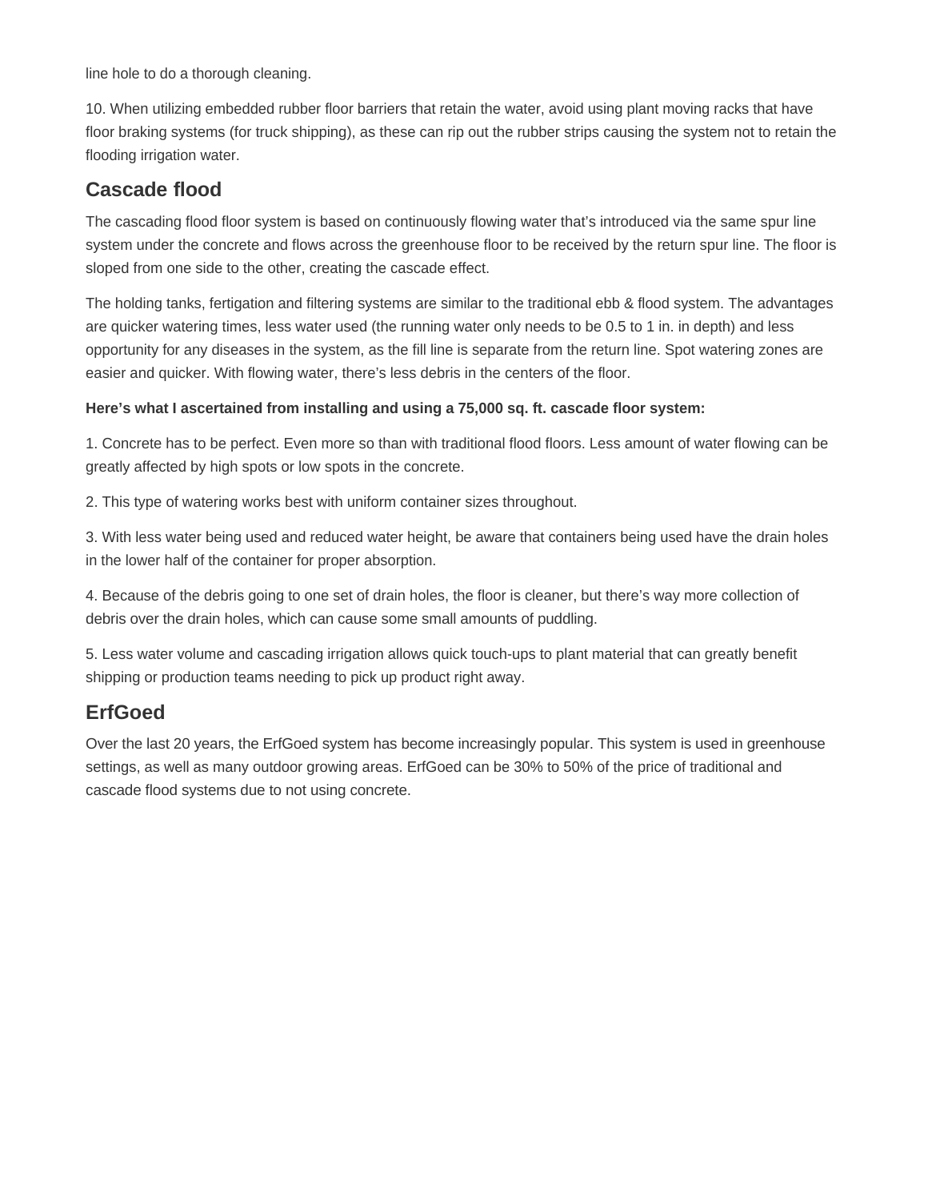line hole to do a thorough cleaning.

10. When utilizing embedded rubber floor barriers that retain the water, avoid using plant moving racks that have floor braking systems (for truck shipping), as these can rip out the rubber strips causing the system not to retain the flooding irrigation water.

## Cascade flood

The cascading flood floor system is based on continuously flowing water that's introduced via the same spur line system under the concrete and flows across the greenhouse floor to be received by the return spur line. The floor is sloped from one side to the other, creating the cascade effect.

The holding tanks, fertigation and filtering systems are similar to the traditional ebb & flood system. The advantages are quicker watering times, less water used (the running water only needs to be 0.5 to 1 in. in depth) and less opportunity for any diseases in the system, as the fill line is separate from the return line. Spot watering zones are easier and quicker. With flowing water, there's less debris in the centers of the floor.

**Here's what I ascertained from installing and using a 75,000 sq. ft. cascade floor system:**

1. Concrete has to be perfect. Even more so than with traditional flood floors. Less amount of water flowing can be greatly affected by high spots or low spots in the concrete.

2. This type of watering works best with uniform container sizes throughout.

3. With less water being used and reduced water height, be aware that containers being used have the drain holes in the lower half of the container for proper absorption.

4. Because of the debris going to one set of drain holes, the floor is cleaner, but there's way more collection of debris over the drain holes, which can cause some small amounts of puddling.

5. Less water volume and cascading irrigation allows quick touch-ups to plant material that can greatly benefit shipping or production teams needing to pick up product right away.

## ErfGoed

Over the last 20 years, the ErfGoed system has become increasingly popular. This system is used in greenhouse settings, as well as many outdoor growing areas. ErfGoed can be 30% to 50% of the price of traditional and cascade flood systems due to not using concrete.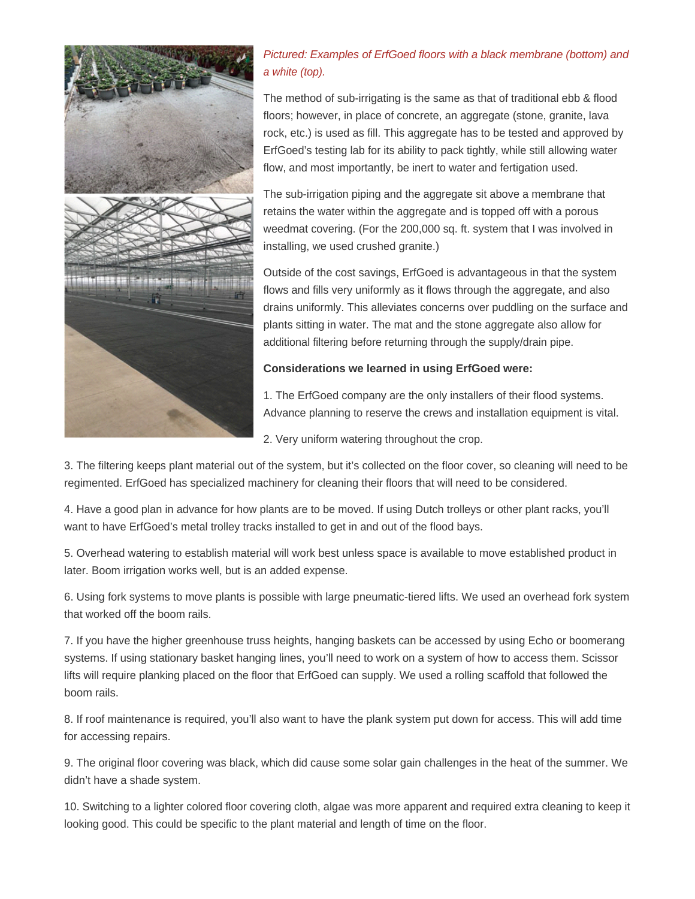*Pictured: Examples of ErfGoed floors with a black membrane (bottom) and a white (top).*

The method of sub-irrigating is the same as that of traditional ebb & flood floors; however, in place of concrete, an aggregate (stone, granite, lava rock, etc.) is used as fill. This aggregate has to be tested and approved by ErfGoed's testing lab for its ability to pack tightly, while still allowing water flow, and most importantly, be inert to water and fertigation used.

The sub-irrigation piping and the aggregate sit above a membrane that retains the water within the aggregate and is topped off with a porous weedmat covering. (For the 200,000 sq. ft. system that I was involved in installing, we used crushed granite.)

Outside of the cost savings, ErfGoed is advantageous in that the system flows and fills very uniformly as it flows through the aggregate, and also drains uniformly. This alleviates concerns over puddling on the surface and plants sitting in water. The mat and the stone aggregate also allow for additional filtering before returning through the supply/drain pipe.

**Considerations we learned in using ErfGoed were:**

1. The ErfGoed company are the only installers of their flood systems. Advance planning to reserve the crews and installation equipment is vital.

2. Very uniform watering throughout the crop.

3. The filtering keeps plant material out of the system, but it's collected on the floor cover, so cleaning will need to be regimented. ErfGoed has specialized machinery for cleaning their floors that will need to be considered.

4. Have a good plan in advance for how plants are to be moved. If using Dutch trolleys or other plant racks, you'll want to have ErfGoed's metal trolley tracks installed to get in and out of the flood bays.

5. Overhead watering to establish material will work best unless space is available to move established product in later. Boom irrigation works well, but is an added expense.

6. Using fork systems to move plants is possible with large pneumatic-tiered lifts. We used an overhead fork system that worked off the boom rails.

7. If you have the higher greenhouse truss heights, hanging baskets can be accessed by using Echo or boomerang systems. If using stationary basket hanging lines, you'll need to work on a system of how to access them. Scissor lifts will require planking placed on the floor that ErfGoed can supply. We used a rolling scaffold that followed the boom rails.

8. If roof maintenance is required, you'll also want to have the plank system put down for access. This will add time for accessing repairs.

9. The original floor covering was black, which did cause some solar gain challenges in the heat of the summer. We didn't have a shade system.

10. Switching to a lighter colored floor covering cloth, algae was more apparent and required extra cleaning to keep it looking good. This could be specific to the plant material and length of time on the floor.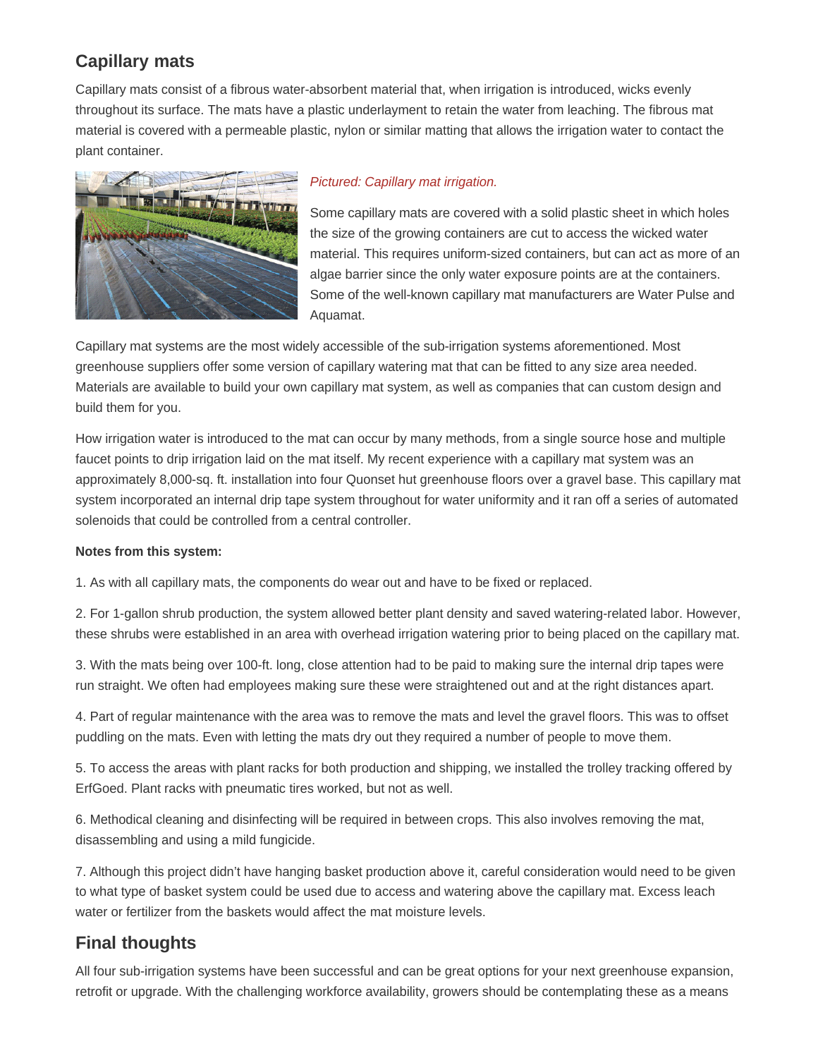## Capillary mats

Capillary mats consist of a fibrous water-absorbent material that, when irrigation is introduced, wicks evenly throughout its surface. The mats have a plastic underlayment to retain the water from leaching. The fibrous mat material is covered with a permeable plastic, nylon or similar matting that allows the irrigation water to contact the plant container.

*Pictured: Capillary mat irrigation.*

Some capillary mats are covered with a solid plastic sheet in which holes the size of the growing containers are cut to access the wicked water material. This requires uniform-sized containers, but can act as more of an algae barrier since the only water exposure points are at the containers. Some of the well-known capillary mat manufacturers are Water Pulse and Aquamat.

Capillary mat systems are the most widely accessible of the sub-irrigation systems aforementioned. Most greenhouse suppliers offer some version of capillary watering mat that can be fitted to any size area needed. Materials are available to build your own capillary mat system, as well as companies that can custom design and build them for you.

How irrigation water is introduced to the mat can occur by many methods, from a single source hose and multiple faucet points to drip irrigation laid on the mat itself. My recent experience with a capillary mat system was an approximately 8,000-sq. ft. installation into four Quonset hut greenhouse floors over a gravel base. This capillary mat system incorporated an internal drip tape system throughout for water uniformity and it ran off a series of automated solenoids that could be controlled from a central controller.

**Notes from this system:**

1. As with all capillary mats, the components do wear out and have to be fixed or replaced.

2. For 1-gallon shrub production, the system allowed better plant density and saved watering-related labor. However, these shrubs were established in an area with overhead irrigation watering prior to being placed on the capillary mat.

3. With the mats being over 100-ft. long, close attention had to be paid to making sure the internal drip tapes were run straight. We often had employees making sure these were straightened out and at the right distances apart.

4. Part of regular maintenance with the area was to remove the mats and level the gravel floors. This was to offset puddling on the mats. Even with letting the mats dry out they required a number of people to move them.

5. To access the areas with plant racks for both production and shipping, we installed the trolley tracking offered by ErfGoed. Plant racks with pneumatic tires worked, but not as well.

6. Methodical cleaning and disinfecting will be required in between crops. This also involves removing the mat, disassembling and using a mild fungicide.

7. Although this project didn't have hanging basket production above it, careful consideration would need to be given to what type of basket system could be used due to access and watering above the capillary mat. Excess leach water or fertilizer from the baskets would affect the mat moisture levels.

## Final thoughts

All four sub-irrigation systems have been successful and can be great options for your next greenhouse expansion, retrofit or upgrade. With the challenging workforce availability, growers should be contemplating these as a means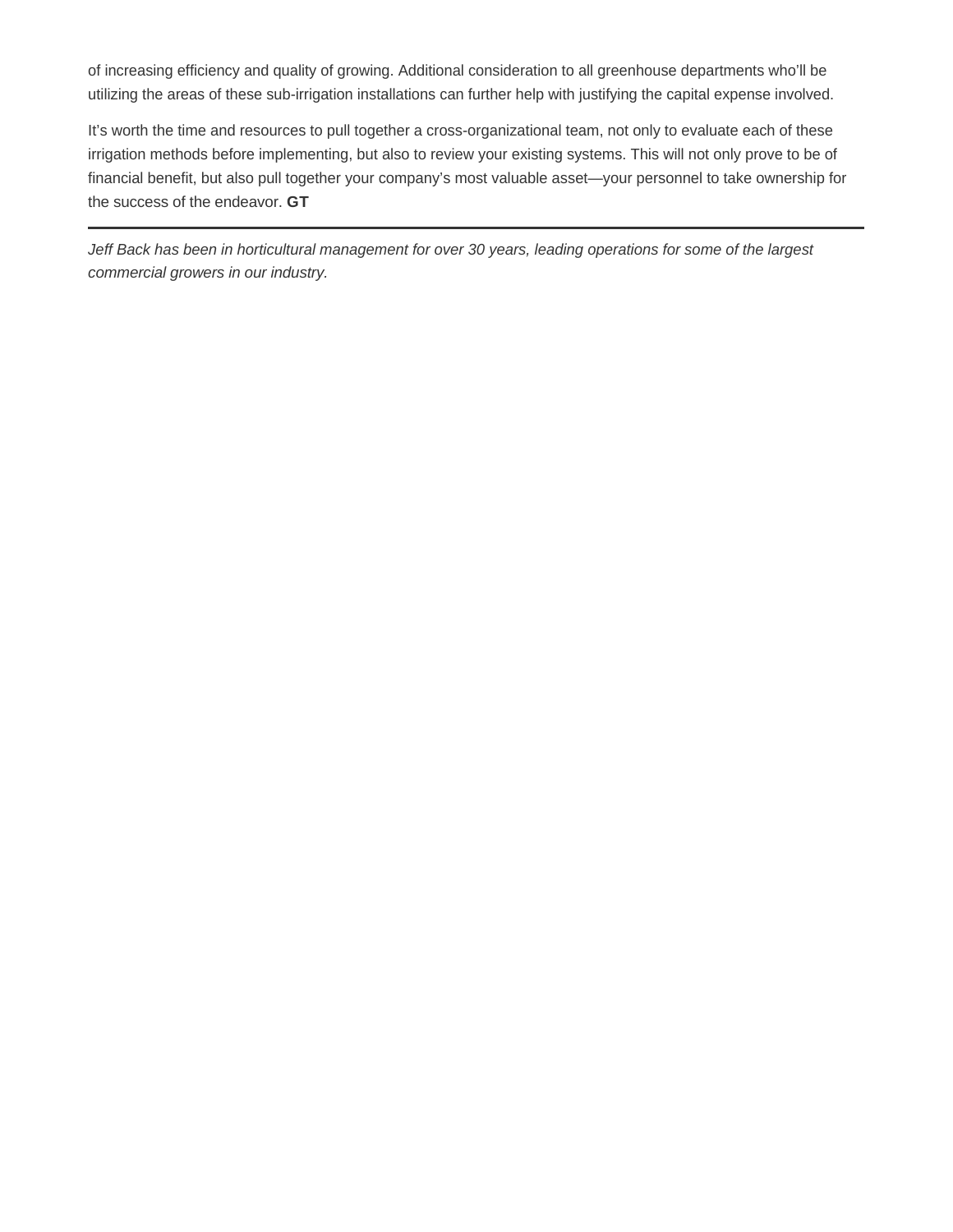of increasing efficiency and quality of growing. Additional consideration to all greenhouse departments who'll be utilizing the areas of these sub-irrigation installations can further help with justifying the capital expense involved.

It's worth the time and resources to pull together a cross-organizational team, not only to evaluate each of these irrigation methods before implementing, but also to review your existing systems. This will not only prove to be of financial benefit, but also pull together your company's most valuable asset—your personnel to take ownership for the success of the endeavor. **GT**

---

*Jeff Back has been in horticultural management for over 30 years, leading operations for some of the largest commercial growers in our industry.*